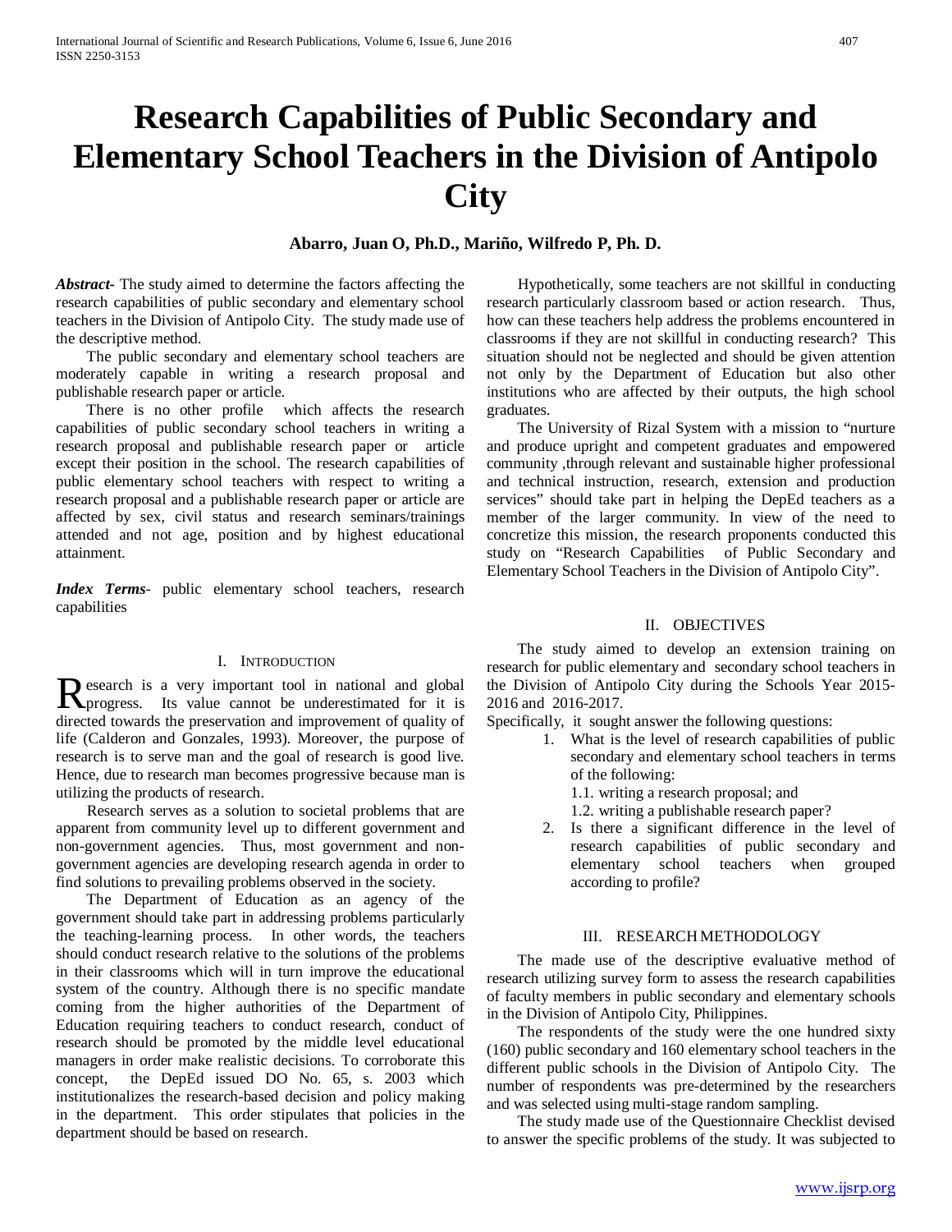# Research Capabilities of Public Secondary and Elementary School Teachers in the Division of Antipolo City

**Abarro, Juan O, Ph.D., Mariño, Wilfredo P, Ph. D.**

***Abstract***- The study aimed to determine the factors affecting the research capabilities of public secondary and elementary school teachers in the Division of Antipolo City. The study made use of the descriptive method.

The public secondary and elementary school teachers are moderately capable in writing a research proposal and publishable research paper or article.

There is no other profile which affects the research capabilities of public secondary school teachers in writing a research proposal and publishable research paper or article except their position in the school. The research capabilities of public elementary school teachers with respect to writing a research proposal and a publishable research paper or article are affected by sex, civil status and research seminars/trainings attended and not age, position and by highest educational attainment.

***Index Terms***- public elementary school teachers, research capabilities

## I. Introduction

Research is a very important tool in national and global progress. Its value cannot be underestimated for it is directed towards the preservation and improvement of quality of life (Calderon and Gonzales, 1993). Moreover, the purpose of research is to serve man and the goal of research is good live. Hence, due to research man becomes progressive because man is utilizing the products of research.

Research serves as a solution to societal problems that are apparent from community level up to different government and non-government agencies. Thus, most government and non-government agencies are developing research agenda in order to find solutions to prevailing problems observed in the society.

The Department of Education as an agency of the government should take part in addressing problems particularly the teaching-learning process. In other words, the teachers should conduct research relative to the solutions of the problems in their classrooms which will in turn improve the educational system of the country. Although there is no specific mandate coming from the higher authorities of the Department of Education requiring teachers to conduct research, conduct of research should be promoted by the middle level educational managers in order make realistic decisions. To corroborate this concept, the DepEd issued DO No. 65, s. 2003 which institutionalizes the research-based decision and policy making in the department. This order stipulates that policies in the department should be based on research.

Hypothetically, some teachers are not skillful in conducting research particularly classroom based or action research. Thus, how can these teachers help address the problems encountered in classrooms if they are not skillful in conducting research? This situation should not be neglected and should be given attention not only by the Department of Education but also other institutions who are affected by their outputs, the high school graduates.

The University of Rizal System with a mission to "nurture and produce upright and competent graduates and empowered community ,through relevant and sustainable higher professional and technical instruction, research, extension and production services" should take part in helping the DepEd teachers as a member of the larger community. In view of the need to concretize this mission, the research proponents conducted this study on "Research Capabilities of Public Secondary and Elementary School Teachers in the Division of Antipolo City".

## II. Objectives

The study aimed to develop an extension training on research for public elementary and secondary school teachers in the Division of Antipolo City during the Schools Year 2015-2016 and 2016-2017.

Specifically, it sought answer the following questions:

1. What is the level of research capabilities of public secondary and elementary school teachers in terms of the following:
   1.1. writing a research proposal; and
   1.2. writing a publishable research paper?
2. Is there a significant difference in the level of research capabilities of public secondary and elementary school teachers when grouped according to profile?

## III. Research Methodology

The made use of the descriptive evaluative method of research utilizing survey form to assess the research capabilities of faculty members in public secondary and elementary schools in the Division of Antipolo City, Philippines.

The respondents of the study were the one hundred sixty (160) public secondary and 160 elementary school teachers in the different public schools in the Division of Antipolo City. The number of respondents was pre-determined by the researchers and was selected using multi-stage random sampling.

The study made use of the Questionnaire Checklist devised to answer the specific problems of the study. It was subjected to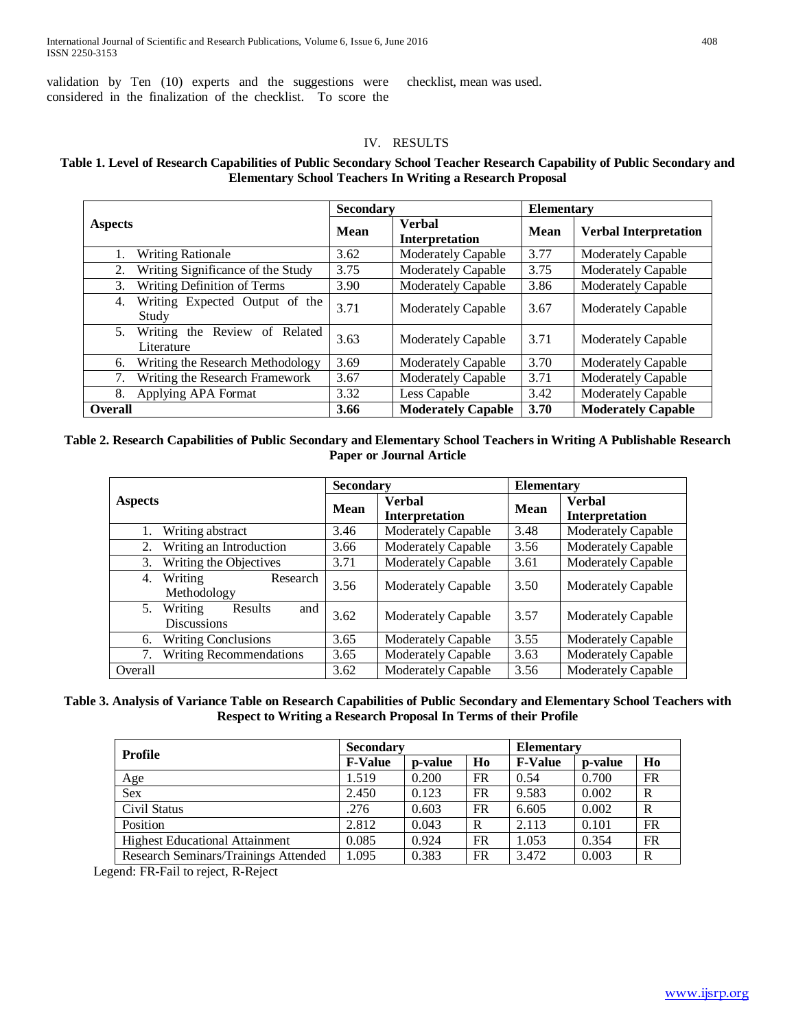validation by Ten (10) experts and the suggestions were considered in the finalization of the checklist. To score the checklist, mean was used.

## IV. RESULTS

**Table 1. Level of Research Capabilities of Public Secondary School Teacher Research Capability of Public Secondary and Elementary School Teachers In Writing a Research Proposal**

| Aspects | Secondary | | Elementary | |
|---|---|---|---|---|
| | **Mean** | **Verbal Interpretation** | **Mean** | **Verbal Interpretation** |
| 1. Writing Rationale | 3.62 | Moderately Capable | 3.77 | Moderately Capable |
| 2. Writing Significance of the Study | 3.75 | Moderately Capable | 3.75 | Moderately Capable |
| 3. Writing Definition of Terms | 3.90 | Moderately Capable | 3.86 | Moderately Capable |
| 4. Writing Expected Output of the Study | 3.71 | Moderately Capable | 3.67 | Moderately Capable |
| 5. Writing the Review of Related Literature | 3.63 | Moderately Capable | 3.71 | Moderately Capable |
| 6. Writing the Research Methodology | 3.69 | Moderately Capable | 3.70 | Moderately Capable |
| 7. Writing the Research Framework | 3.67 | Moderately Capable | 3.71 | Moderately Capable |
| 8. Applying APA Format | 3.32 | Less Capable | 3.42 | Moderately Capable |
| **Overall** | **3.66** | **Moderately Capable** | **3.70** | **Moderately Capable** |

**Table 2. Research Capabilities of Public Secondary and Elementary School Teachers in Writing A Publishable Research Paper or Journal Article**

| Aspects | Secondary | | Elementary | |
|---|---|---|---|---|
| | **Mean** | **Verbal Interpretation** | **Mean** | **Verbal Interpretation** |
| 1. Writing abstract | 3.46 | Moderately Capable | 3.48 | Moderately Capable |
| 2. Writing an Introduction | 3.66 | Moderately Capable | 3.56 | Moderately Capable |
| 3. Writing the Objectives | 3.71 | Moderately Capable | 3.61 | Moderately Capable |
| 4. Writing Research Methodology | 3.56 | Moderately Capable | 3.50 | Moderately Capable |
| 5. Writing Results and Discussions | 3.62 | Moderately Capable | 3.57 | Moderately Capable |
| 6. Writing Conclusions | 3.65 | Moderately Capable | 3.55 | Moderately Capable |
| 7. Writing Recommendations | 3.65 | Moderately Capable | 3.63 | Moderately Capable |
| Overall | 3.62 | Moderately Capable | 3.56 | Moderately Capable |

**Table 3. Analysis of Variance Table on Research Capabilities of Public Secondary and Elementary School Teachers with Respect to Writing a Research Proposal In Terms of their Profile**

| Profile | Secondary | | | Elementary | | |
|---|---|---|---|---|---|---|
| | **F-Value** | **p-value** | **Ho** | **F-Value** | **p-value** | **Ho** |
| Age | 1.519 | 0.200 | FR | 0.54 | 0.700 | FR |
| Sex | 2.450 | 0.123 | FR | 9.583 | 0.002 | R |
| Civil Status | .276 | 0.603 | FR | 6.605 | 0.002 | R |
| Position | 2.812 | 0.043 | R | 2.113 | 0.101 | FR |
| Highest Educational Attainment | 0.085 | 0.924 | FR | 1.053 | 0.354 | FR |
| Research Seminars/Trainings Attended | 1.095 | 0.383 | FR | 3.472 | 0.003 | R |

Legend: FR-Fail to reject, R-Reject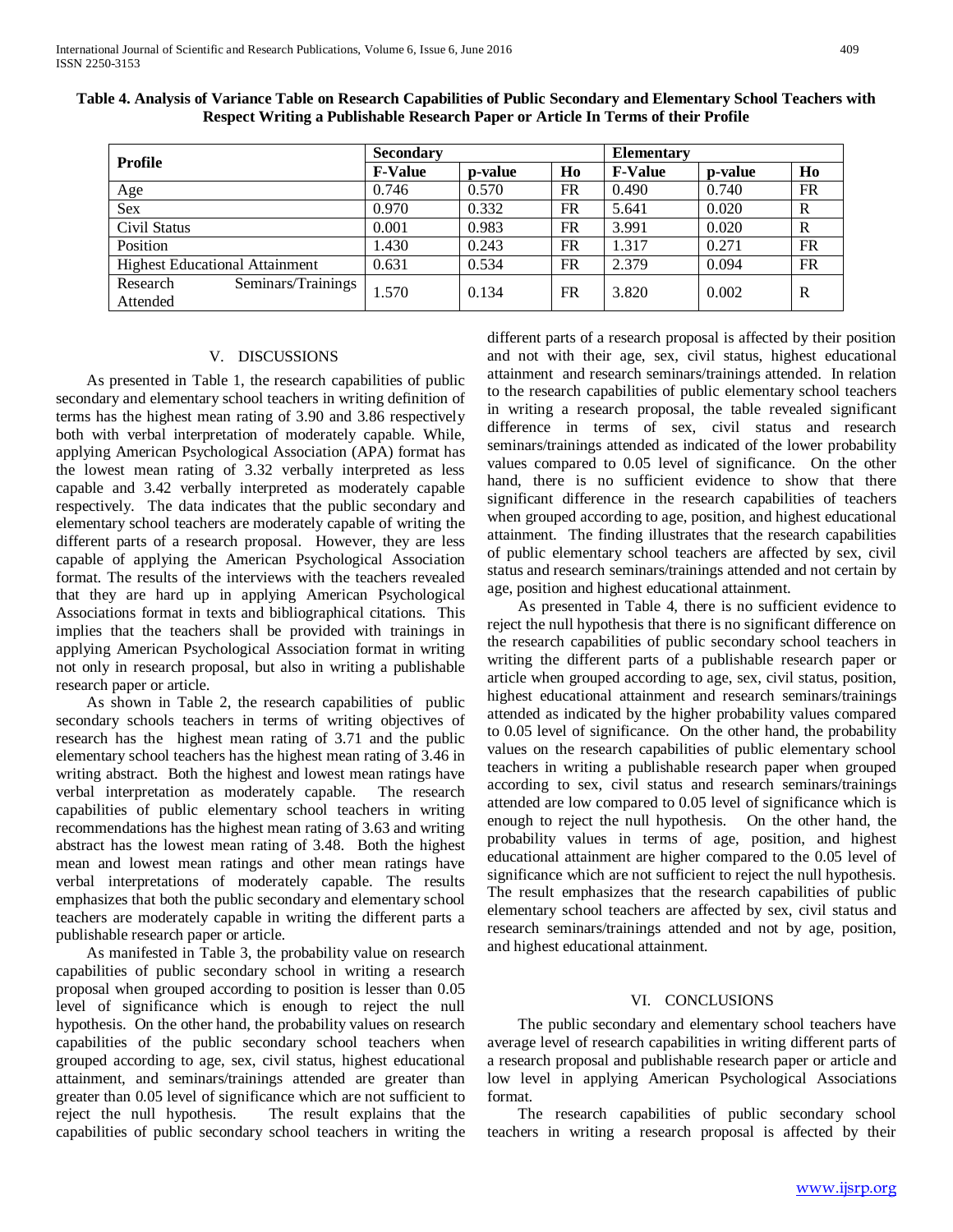**Table 4. Analysis of Variance Table on Research Capabilities of Public Secondary and Elementary School Teachers with Respect Writing a Publishable Research Paper or Article In Terms of their Profile**

| Profile | Secondary | | | Elementary | | |
|---|---|---|---|---|---|---|
| | F-Value | p-value | Ho | F-Value | p-value | Ho |
| Age | 0.746 | 0.570 | FR | 0.490 | 0.740 | FR |
| Sex | 0.970 | 0.332 | FR | 5.641 | 0.020 | R |
| Civil Status | 0.001 | 0.983 | FR | 3.991 | 0.020 | R |
| Position | 1.430 | 0.243 | FR | 1.317 | 0.271 | FR |
| Highest Educational Attainment | 0.631 | 0.534 | FR | 2.379 | 0.094 | FR |
| Research Seminars/Trainings Attended | 1.570 | 0.134 | FR | 3.820 | 0.002 | R |

## V. DISCUSSIONS

As presented in Table 1, the research capabilities of public secondary and elementary school teachers in writing definition of terms has the highest mean rating of 3.90 and 3.86 respectively both with verbal interpretation of moderately capable. While, applying American Psychological Association (APA) format has the lowest mean rating of 3.32 verbally interpreted as less capable and 3.42 verbally interpreted as moderately capable respectively. The data indicates that the public secondary and elementary school teachers are moderately capable of writing the different parts of a research proposal. However, they are less capable of applying the American Psychological Association format. The results of the interviews with the teachers revealed that they are hard up in applying American Psychological Associations format in texts and bibliographical citations. This implies that the teachers shall be provided with trainings in applying American Psychological Association format in writing not only in research proposal, but also in writing a publishable research paper or article.

As shown in Table 2, the research capabilities of public secondary schools teachers in terms of writing objectives of research has the highest mean rating of 3.71 and the public elementary school teachers has the highest mean rating of 3.46 in writing abstract. Both the highest and lowest mean ratings have verbal interpretation as moderately capable. The research capabilities of public elementary school teachers in writing recommendations has the highest mean rating of 3.63 and writing abstract has the lowest mean rating of 3.48. Both the highest mean and lowest mean ratings and other mean ratings have verbal interpretations of moderately capable. The results emphasizes that both the public secondary and elementary school teachers are moderately capable in writing the different parts a publishable research paper or article.

As manifested in Table 3, the probability value on research capabilities of public secondary school in writing a research proposal when grouped according to position is lesser than 0.05 level of significance which is enough to reject the null hypothesis. On the other hand, the probability values on research capabilities of the public secondary school teachers when grouped according to age, sex, civil status, highest educational attainment, and seminars/trainings attended are greater than greater than 0.05 level of significance which are not sufficient to reject the null hypothesis. The result explains that the capabilities of public secondary school teachers in writing the different parts of a research proposal is affected by their position and not with their age, sex, civil status, highest educational attainment and research seminars/trainings attended. In relation to the research capabilities of public elementary school teachers in writing a research proposal, the table revealed significant difference in terms of sex, civil status and research seminars/trainings attended as indicated of the lower probability values compared to 0.05 level of significance. On the other hand, there is no sufficient evidence to show that there significant difference in the research capabilities of teachers when grouped according to age, position, and highest educational attainment. The finding illustrates that the research capabilities of public elementary school teachers are affected by sex, civil status and research seminars/trainings attended and not certain by age, position and highest educational attainment.

As presented in Table 4, there is no sufficient evidence to reject the null hypothesis that there is no significant difference on the research capabilities of public secondary school teachers in writing the different parts of a publishable research paper or article when grouped according to age, sex, civil status, position, highest educational attainment and research seminars/trainings attended as indicated by the higher probability values compared to 0.05 level of significance. On the other hand, the probability values on the research capabilities of public elementary school teachers in writing a publishable research paper when grouped according to sex, civil status and research seminars/trainings attended are low compared to 0.05 level of significance which is enough to reject the null hypothesis. On the other hand, the probability values in terms of age, position, and highest educational attainment are higher compared to the 0.05 level of significance which are not sufficient to reject the null hypothesis. The result emphasizes that the research capabilities of public elementary school teachers are affected by sex, civil status and research seminars/trainings attended and not by age, position, and highest educational attainment.

## VI. CONCLUSIONS

The public secondary and elementary school teachers have average level of research capabilities in writing different parts of a research proposal and publishable research paper or article and low level in applying American Psychological Associations format.

The research capabilities of public secondary school teachers in writing a research proposal is affected by their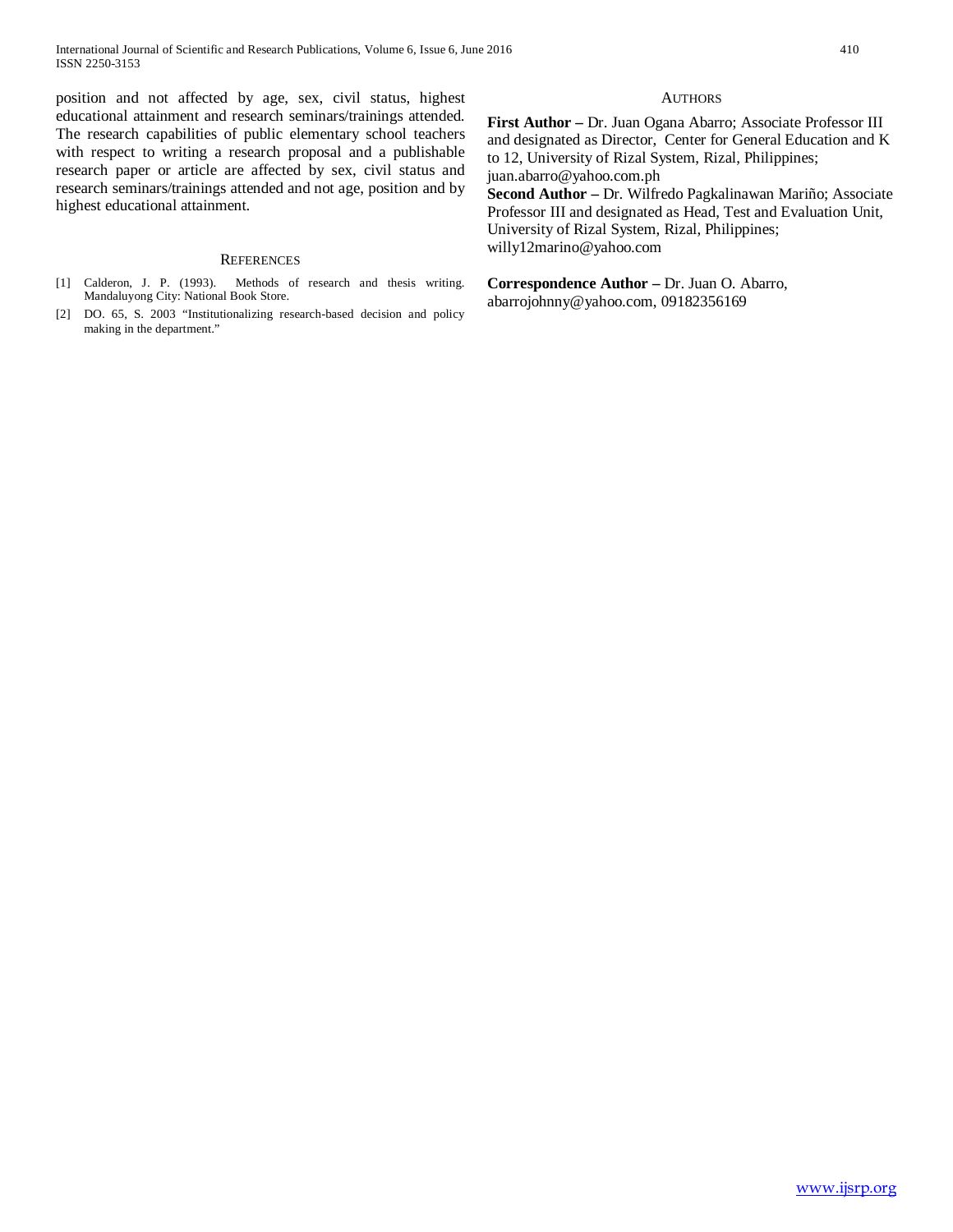position and not affected by age, sex, civil status, highest educational attainment and research seminars/trainings attended. The research capabilities of public elementary school teachers with respect to writing a research proposal and a publishable research paper or article are affected by sex, civil status and research seminars/trainings attended and not age, position and by highest educational attainment.

## References

[1] Calderon, J. P. (1993). Methods of research and thesis writing. Mandaluyong City: National Book Store.

[2] DO. 65, S. 2003 "Institutionalizing research-based decision and policy making in the department."

## Authors

**First Author –** Dr. Juan Ogana Abarro; Associate Professor III and designated as Director, Center for General Education and K to 12, University of Rizal System, Rizal, Philippines; juan.abarro@yahoo.com.ph

**Second Author –** Dr. Wilfredo Pagkalinawan Mariño; Associate Professor III and designated as Head, Test and Evaluation Unit, University of Rizal System, Rizal, Philippines; willy12marino@yahoo.com

**Correspondence Author –** Dr. Juan O. Abarro, abarrojohnny@yahoo.com, 09182356169